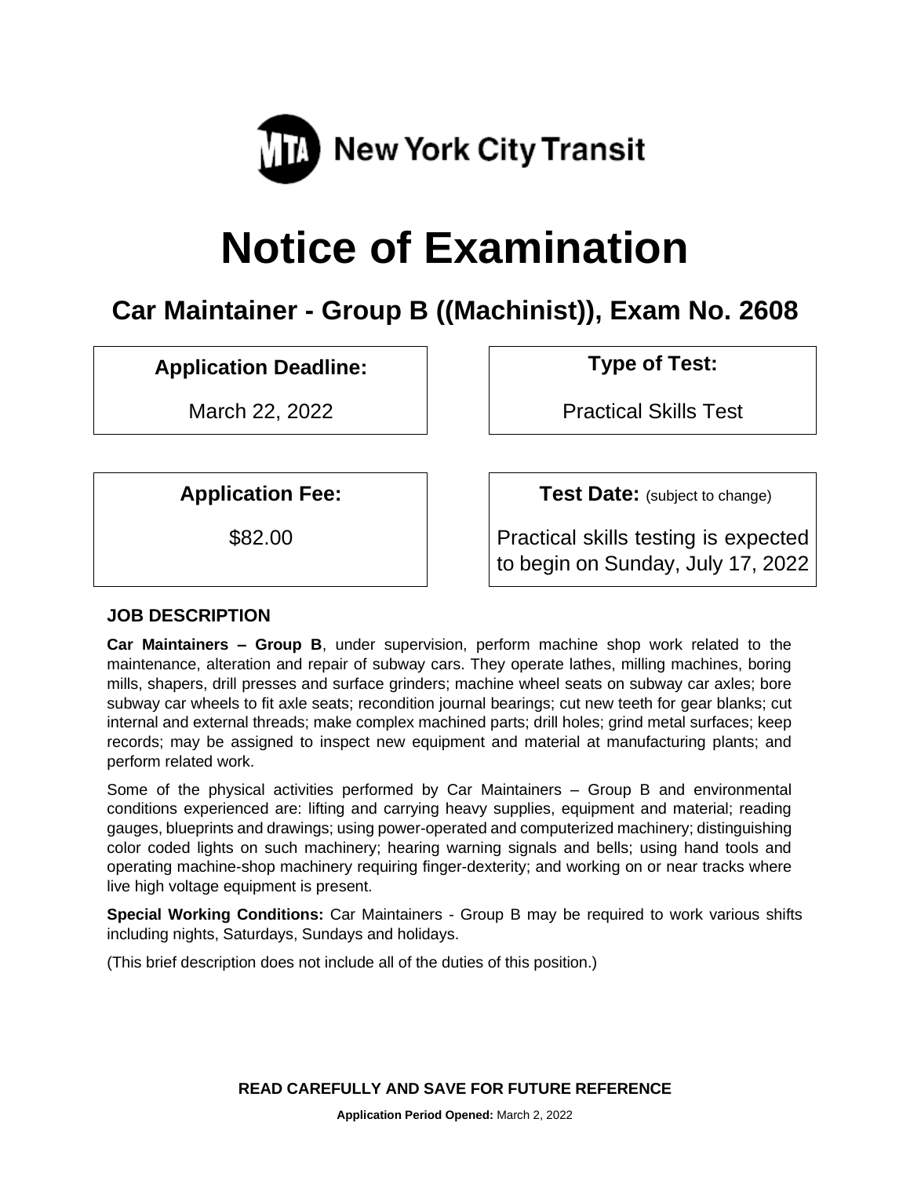New York City Transit

# Notice of Examination

## Car Maintainer - Group B ((Machinist)), Exam No. 2608

**Application Deadline:**

March 22, 2022

**Type of Test:**

Practical Skills Test

**Application Fee:**

$82.00

**Test Date:** (subject to change)

Practical skills testing is expected to begin on Sunday, July 17, 2022

### JOB DESCRIPTION

**Car Maintainers – Group B**, under supervision, perform machine shop work related to the maintenance, alteration and repair of subway cars. They operate lathes, milling machines, boring mills, shapers, drill presses and surface grinders; machine wheel seats on subway car axles; bore subway car wheels to fit axle seats; recondition journal bearings; cut new teeth for gear blanks; cut internal and external threads; make complex machined parts; drill holes; grind metal surfaces; keep records; may be assigned to inspect new equipment and material at manufacturing plants; and perform related work.

Some of the physical activities performed by Car Maintainers – Group B and environmental conditions experienced are: lifting and carrying heavy supplies, equipment and material; reading gauges, blueprints and drawings; using power-operated and computerized machinery; distinguishing color coded lights on such machinery; hearing warning signals and bells; using hand tools and operating machine-shop machinery requiring finger-dexterity; and working on or near tracks where live high voltage equipment is present.

**Special Working Conditions:** Car Maintainers - Group B may be required to work various shifts including nights, Saturdays, Sundays and holidays.

(This brief description does not include all of the duties of this position.)

**READ CAREFULLY AND SAVE FOR FUTURE REFERENCE**

**Application Period Opened:** March 2, 2022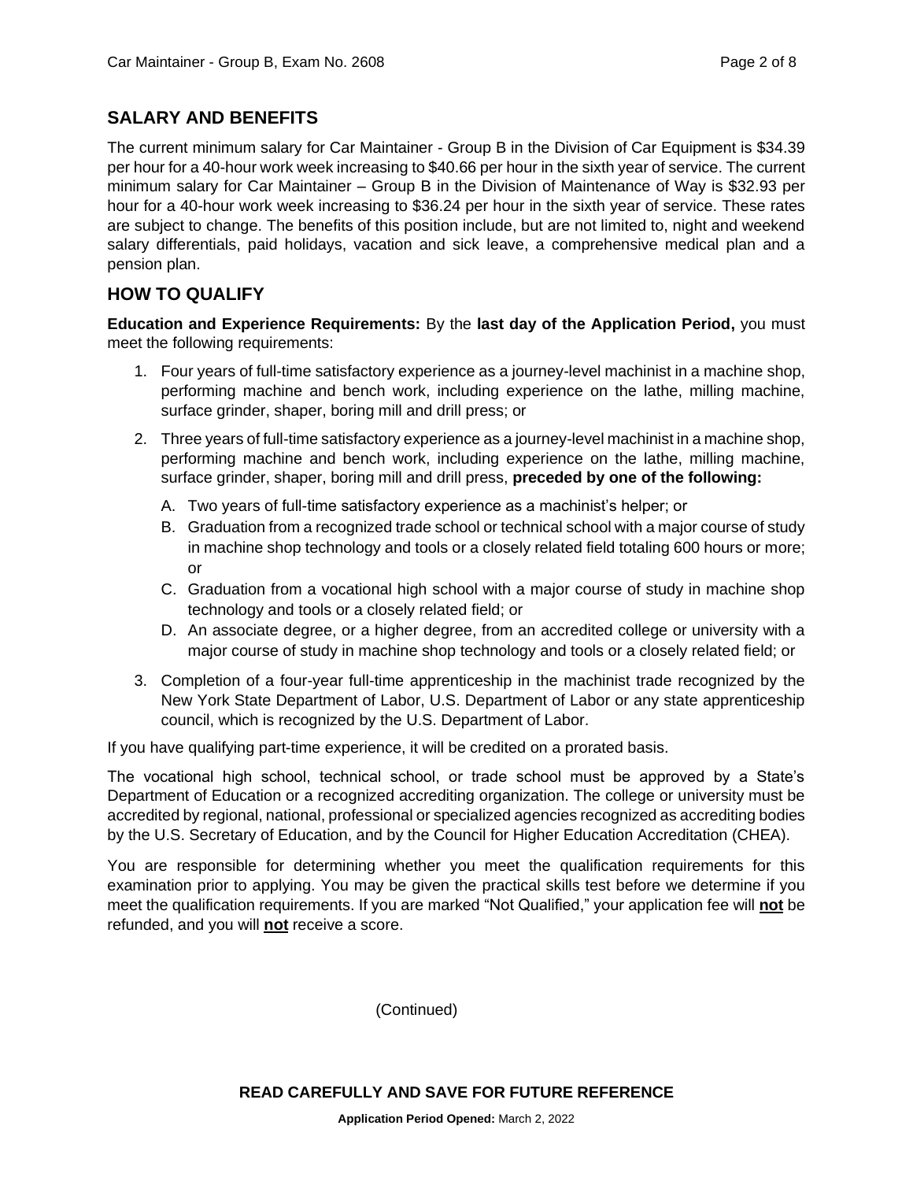## SALARY AND BENEFITS

The current minimum salary for Car Maintainer - Group B in the Division of Car Equipment is $34.39 per hour for a 40-hour work week increasing to $40.66 per hour in the sixth year of service. The current minimum salary for Car Maintainer – Group B in the Division of Maintenance of Way is $32.93 per hour for a 40-hour work week increasing to $36.24 per hour in the sixth year of service. These rates are subject to change. The benefits of this position include, but are not limited to, night and weekend salary differentials, paid holidays, vacation and sick leave, a comprehensive medical plan and a pension plan.

## HOW TO QUALIFY

**Education and Experience Requirements:** By the **last day of the Application Period,** you must meet the following requirements:

1. Four years of full-time satisfactory experience as a journey-level machinist in a machine shop, performing machine and bench work, including experience on the lathe, milling machine, surface grinder, shaper, boring mill and drill press; or
2. Three years of full-time satisfactory experience as a journey-level machinist in a machine shop, performing machine and bench work, including experience on the lathe, milling machine, surface grinder, shaper, boring mill and drill press, **preceded by one of the following:**
   A. Two years of full-time satisfactory experience as a machinist's helper; or
   B. Graduation from a recognized trade school or technical school with a major course of study in machine shop technology and tools or a closely related field totaling 600 hours or more; or
   C. Graduation from a vocational high school with a major course of study in machine shop technology and tools or a closely related field; or
   D. An associate degree, or a higher degree, from an accredited college or university with a major course of study in machine shop technology and tools or a closely related field; or
3. Completion of a four-year full-time apprenticeship in the machinist trade recognized by the New York State Department of Labor, U.S. Department of Labor or any state apprenticeship council, which is recognized by the U.S. Department of Labor.

If you have qualifying part-time experience, it will be credited on a prorated basis.

The vocational high school, technical school, or trade school must be approved by a State's Department of Education or a recognized accrediting organization. The college or university must be accredited by regional, national, professional or specialized agencies recognized as accrediting bodies by the U.S. Secretary of Education, and by the Council for Higher Education Accreditation (CHEA).

You are responsible for determining whether you meet the qualification requirements for this examination prior to applying. You may be given the practical skills test before we determine if you meet the qualification requirements. If you are marked "Not Qualified," your application fee will **not** be refunded, and you will **not** receive a score.

(Continued)

**READ CAREFULLY AND SAVE FOR FUTURE REFERENCE**

**Application Period Opened:** March 2, 2022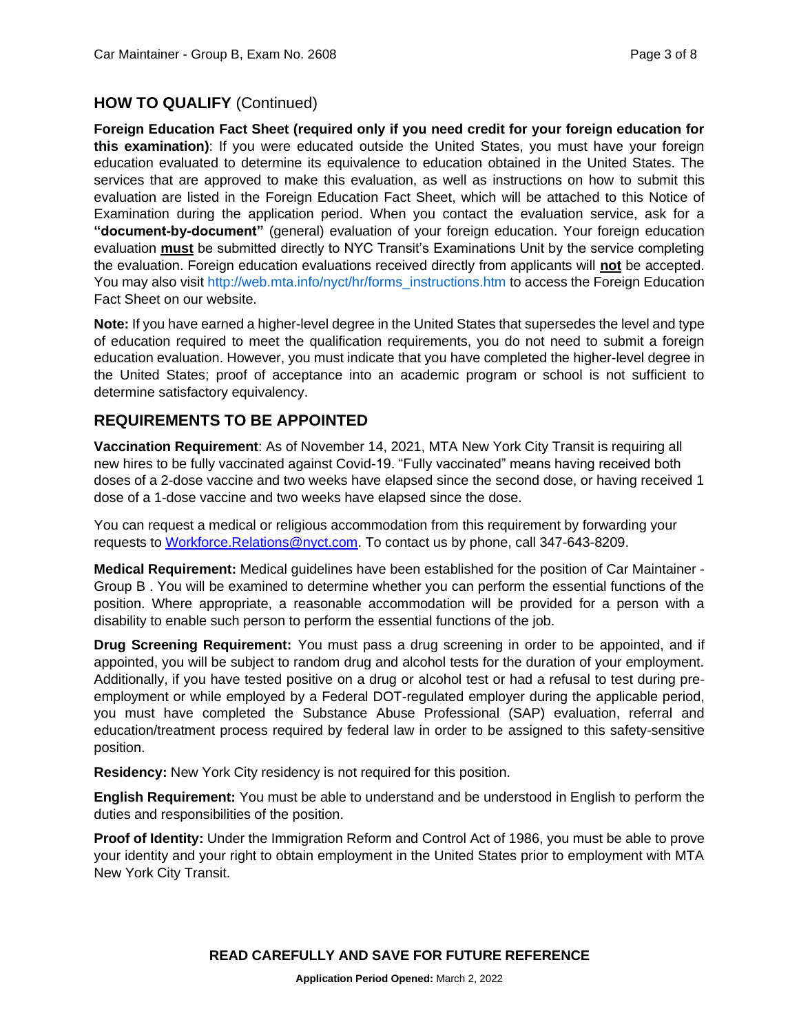## HOW TO QUALIFY (Continued)

**Foreign Education Fact Sheet (required only if you need credit for your foreign education for this examination)**: If you were educated outside the United States, you must have your foreign education evaluated to determine its equivalence to education obtained in the United States. The services that are approved to make this evaluation, as well as instructions on how to submit this evaluation are listed in the Foreign Education Fact Sheet, which will be attached to this Notice of Examination during the application period. When you contact the evaluation service, ask for a **"document-by-document"** (general) evaluation of your foreign education. Your foreign education evaluation **must** be submitted directly to NYC Transit's Examinations Unit by the service completing the evaluation. Foreign education evaluations received directly from applicants will **not** be accepted. You may also visit http://web.mta.info/nyct/hr/forms_instructions.htm to access the Foreign Education Fact Sheet on our website.

**Note:** If you have earned a higher-level degree in the United States that supersedes the level and type of education required to meet the qualification requirements, you do not need to submit a foreign education evaluation. However, you must indicate that you have completed the higher-level degree in the United States; proof of acceptance into an academic program or school is not sufficient to determine satisfactory equivalency.

## REQUIREMENTS TO BE APPOINTED

**Vaccination Requirement**: As of November 14, 2021, MTA New York City Transit is requiring all new hires to be fully vaccinated against Covid-19. "Fully vaccinated" means having received both doses of a 2-dose vaccine and two weeks have elapsed since the second dose, or having received 1 dose of a 1-dose vaccine and two weeks have elapsed since the dose.

You can request a medical or religious accommodation from this requirement by forwarding your requests to Workforce.Relations@nyct.com. To contact us by phone, call 347-643-8209.

**Medical Requirement:** Medical guidelines have been established for the position of Car Maintainer - Group B . You will be examined to determine whether you can perform the essential functions of the position. Where appropriate, a reasonable accommodation will be provided for a person with a disability to enable such person to perform the essential functions of the job.

**Drug Screening Requirement:** You must pass a drug screening in order to be appointed, and if appointed, you will be subject to random drug and alcohol tests for the duration of your employment. Additionally, if you have tested positive on a drug or alcohol test or had a refusal to test during pre-employment or while employed by a Federal DOT-regulated employer during the applicable period, you must have completed the Substance Abuse Professional (SAP) evaluation, referral and education/treatment process required by federal law in order to be assigned to this safety-sensitive position.

**Residency:** New York City residency is not required for this position.

**English Requirement:** You must be able to understand and be understood in English to perform the duties and responsibilities of the position.

**Proof of Identity:** Under the Immigration Reform and Control Act of 1986, you must be able to prove your identity and your right to obtain employment in the United States prior to employment with MTA New York City Transit.

**READ CAREFULLY AND SAVE FOR FUTURE REFERENCE**

**Application Period Opened:** March 2, 2022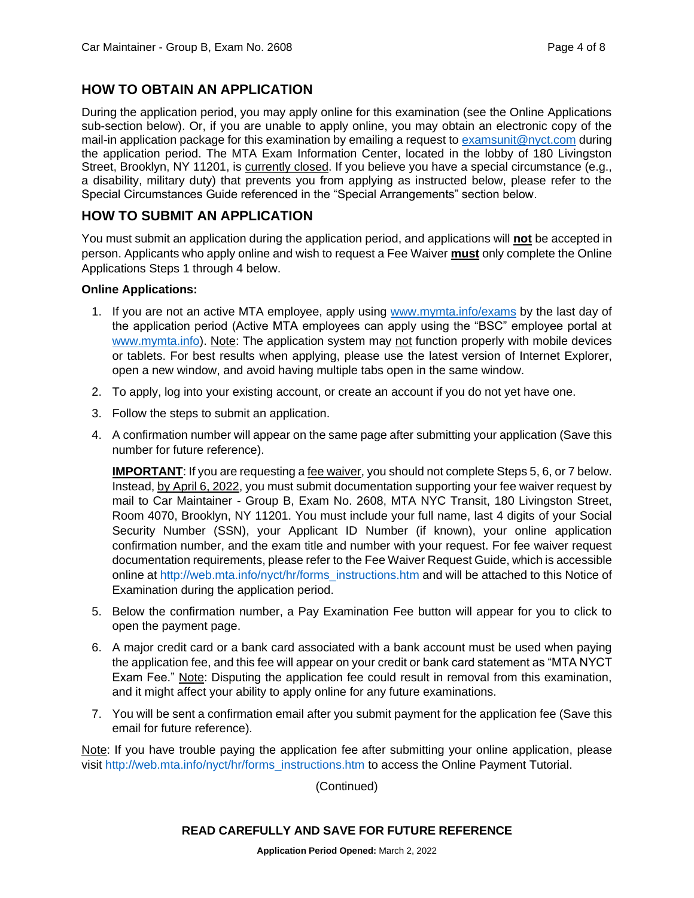## HOW TO OBTAIN AN APPLICATION

During the application period, you may apply online for this examination (see the Online Applications sub-section below). Or, if you are unable to apply online, you may obtain an electronic copy of the mail-in application package for this examination by emailing a request to examsunit@nyct.com during the application period. The MTA Exam Information Center, located in the lobby of 180 Livingston Street, Brooklyn, NY 11201, is currently closed. If you believe you have a special circumstance (e.g., a disability, military duty) that prevents you from applying as instructed below, please refer to the Special Circumstances Guide referenced in the "Special Arrangements" section below.

## HOW TO SUBMIT AN APPLICATION

You must submit an application during the application period, and applications will **not** be accepted in person. Applicants who apply online and wish to request a Fee Waiver **must** only complete the Online Applications Steps 1 through 4 below.

**Online Applications:**

1. If you are not an active MTA employee, apply using www.mymta.info/exams by the last day of the application period (Active MTA employees can apply using the "BSC" employee portal at www.mymta.info). Note: The application system may not function properly with mobile devices or tablets. For best results when applying, please use the latest version of Internet Explorer, open a new window, and avoid having multiple tabs open in the same window.
2. To apply, log into your existing account, or create an account if you do not yet have one.
3. Follow the steps to submit an application.
4. A confirmation number will appear on the same page after submitting your application (Save this number for future reference).

   **IMPORTANT**: If you are requesting a fee waiver, you should not complete Steps 5, 6, or 7 below. Instead, by April 6, 2022, you must submit documentation supporting your fee waiver request by mail to Car Maintainer - Group B, Exam No. 2608, MTA NYC Transit, 180 Livingston Street, Room 4070, Brooklyn, NY 11201. You must include your full name, last 4 digits of your Social Security Number (SSN), your Applicant ID Number (if known), your online application confirmation number, and the exam title and number with your request. For fee waiver request documentation requirements, please refer to the Fee Waiver Request Guide, which is accessible online at http://web.mta.info/nyct/hr/forms_instructions.htm and will be attached to this Notice of Examination during the application period.

5. Below the confirmation number, a Pay Examination Fee button will appear for you to click to open the payment page.
6. A major credit card or a bank card associated with a bank account must be used when paying the application fee, and this fee will appear on your credit or bank card statement as "MTA NYCT Exam Fee." Note: Disputing the application fee could result in removal from this examination, and it might affect your ability to apply online for any future examinations.
7. You will be sent a confirmation email after you submit payment for the application fee (Save this email for future reference).

Note: If you have trouble paying the application fee after submitting your online application, please visit http://web.mta.info/nyct/hr/forms_instructions.htm to access the Online Payment Tutorial.

(Continued)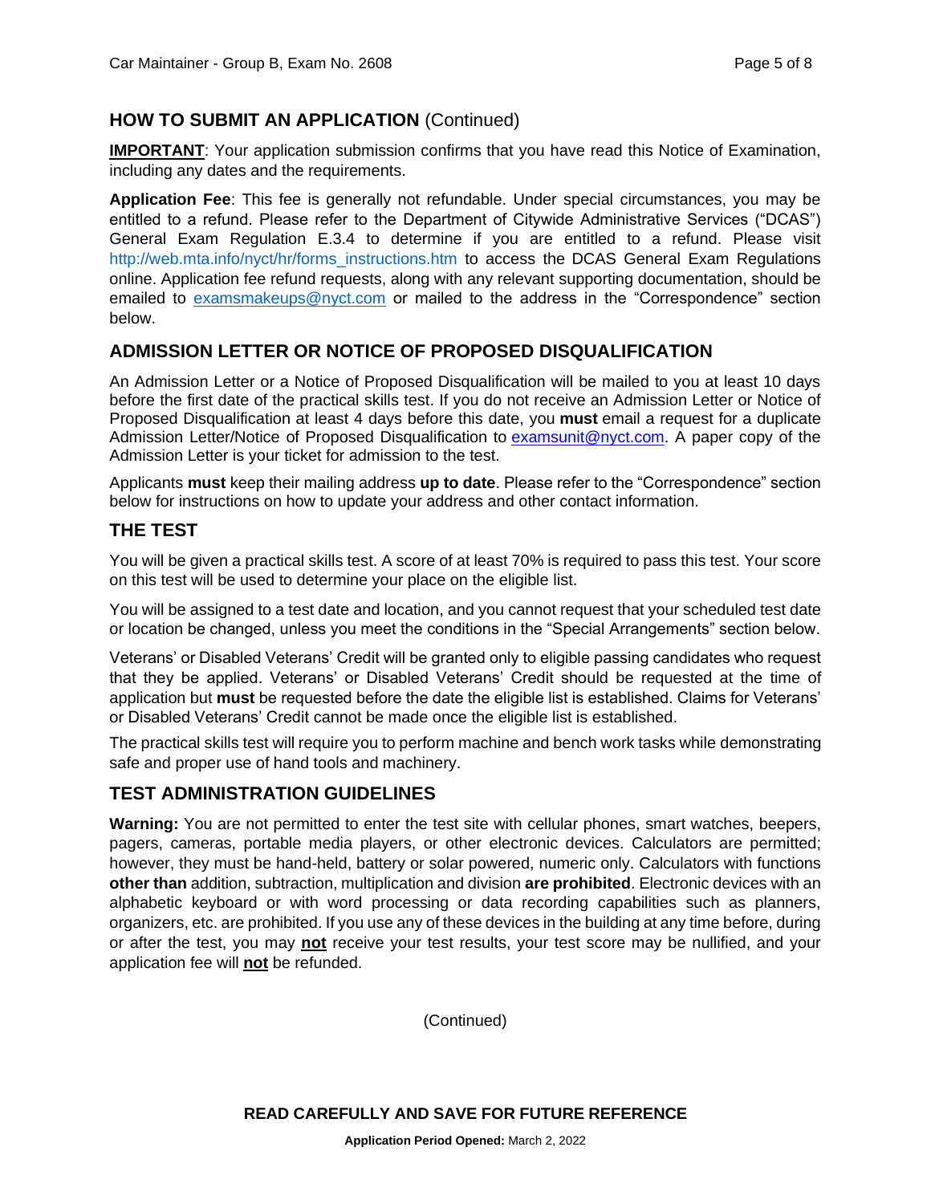## HOW TO SUBMIT AN APPLICATION (Continued)

**IMPORTANT**: Your application submission confirms that you have read this Notice of Examination, including any dates and the requirements.

**Application Fee**: This fee is generally not refundable. Under special circumstances, you may be entitled to a refund. Please refer to the Department of Citywide Administrative Services ("DCAS") General Exam Regulation E.3.4 to determine if you are entitled to a refund. Please visit http://web.mta.info/nyct/hr/forms_instructions.htm to access the DCAS General Exam Regulations online. Application fee refund requests, along with any relevant supporting documentation, should be emailed to examsmakeups@nyct.com or mailed to the address in the "Correspondence" section below.

## ADMISSION LETTER OR NOTICE OF PROPOSED DISQUALIFICATION

An Admission Letter or a Notice of Proposed Disqualification will be mailed to you at least 10 days before the first date of the practical skills test. If you do not receive an Admission Letter or Notice of Proposed Disqualification at least 4 days before this date, you **must** email a request for a duplicate Admission Letter/Notice of Proposed Disqualification to examsunit@nyct.com. A paper copy of the Admission Letter is your ticket for admission to the test.

Applicants **must** keep their mailing address **up to date**. Please refer to the "Correspondence" section below for instructions on how to update your address and other contact information.

## THE TEST

You will be given a practical skills test. A score of at least 70% is required to pass this test. Your score on this test will be used to determine your place on the eligible list.

You will be assigned to a test date and location, and you cannot request that your scheduled test date or location be changed, unless you meet the conditions in the "Special Arrangements" section below.

Veterans' or Disabled Veterans' Credit will be granted only to eligible passing candidates who request that they be applied. Veterans' or Disabled Veterans' Credit should be requested at the time of application but **must** be requested before the date the eligible list is established. Claims for Veterans' or Disabled Veterans' Credit cannot be made once the eligible list is established.

The practical skills test will require you to perform machine and bench work tasks while demonstrating safe and proper use of hand tools and machinery.

## TEST ADMINISTRATION GUIDELINES

**Warning:** You are not permitted to enter the test site with cellular phones, smart watches, beepers, pagers, cameras, portable media players, or other electronic devices. Calculators are permitted; however, they must be hand-held, battery or solar powered, numeric only. Calculators with functions **other than** addition, subtraction, multiplication and division **are prohibited**. Electronic devices with an alphabetic keyboard or with word processing or data recording capabilities such as planners, organizers, etc. are prohibited. If you use any of these devices in the building at any time before, during or after the test, you may **not** receive your test results, your test score may be nullified, and your application fee will **not** be refunded.

(Continued)

**READ CAREFULLY AND SAVE FOR FUTURE REFERENCE**

**Application Period Opened:** March 2, 2022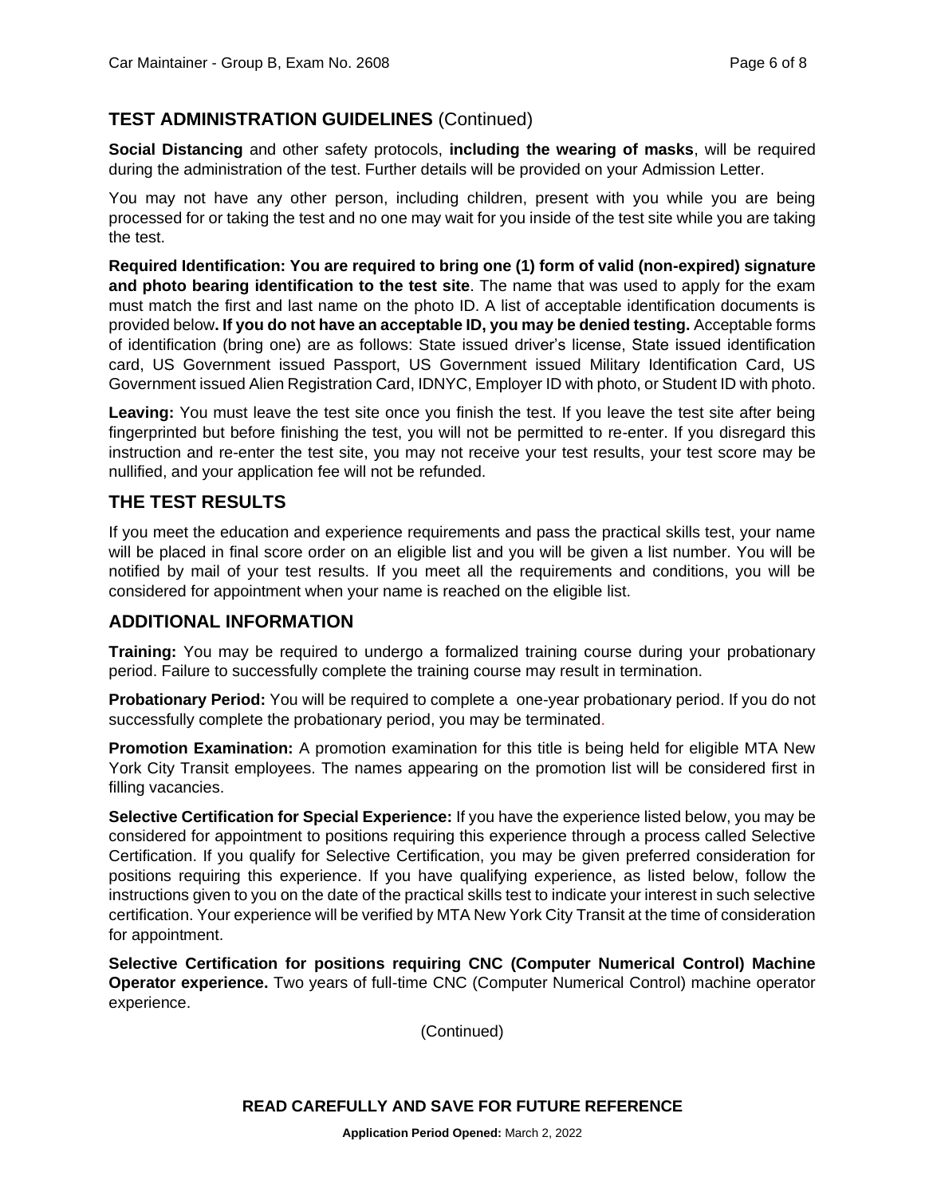## TEST ADMINISTRATION GUIDELINES (Continued)

**Social Distancing** and other safety protocols, **including the wearing of masks**, will be required during the administration of the test. Further details will be provided on your Admission Letter.

You may not have any other person, including children, present with you while you are being processed for or taking the test and no one may wait for you inside of the test site while you are taking the test.

**Required Identification: You are required to bring one (1) form of valid (non-expired) signature and photo bearing identification to the test site**. The name that was used to apply for the exam must match the first and last name on the photo ID. A list of acceptable identification documents is provided below**. If you do not have an acceptable ID, you may be denied testing.** Acceptable forms of identification (bring one) are as follows: State issued driver's license, State issued identification card, US Government issued Passport, US Government issued Military Identification Card, US Government issued Alien Registration Card, IDNYC, Employer ID with photo, or Student ID with photo.

**Leaving:** You must leave the test site once you finish the test. If you leave the test site after being fingerprinted but before finishing the test, you will not be permitted to re-enter. If you disregard this instruction and re-enter the test site, you may not receive your test results, your test score may be nullified, and your application fee will not be refunded.

## THE TEST RESULTS

If you meet the education and experience requirements and pass the practical skills test, your name will be placed in final score order on an eligible list and you will be given a list number. You will be notified by mail of your test results. If you meet all the requirements and conditions, you will be considered for appointment when your name is reached on the eligible list.

## ADDITIONAL INFORMATION

**Training:** You may be required to undergo a formalized training course during your probationary period. Failure to successfully complete the training course may result in termination.

**Probationary Period:** You will be required to complete a one-year probationary period. If you do not successfully complete the probationary period, you may be terminated.

**Promotion Examination:** A promotion examination for this title is being held for eligible MTA New York City Transit employees. The names appearing on the promotion list will be considered first in filling vacancies.

**Selective Certification for Special Experience:** If you have the experience listed below, you may be considered for appointment to positions requiring this experience through a process called Selective Certification. If you qualify for Selective Certification, you may be given preferred consideration for positions requiring this experience. If you have qualifying experience, as listed below, follow the instructions given to you on the date of the practical skills test to indicate your interest in such selective certification. Your experience will be verified by MTA New York City Transit at the time of consideration for appointment.

**Selective Certification for positions requiring CNC (Computer Numerical Control) Machine Operator experience.** Two years of full-time CNC (Computer Numerical Control) machine operator experience.

(Continued)

**READ CAREFULLY AND SAVE FOR FUTURE REFERENCE**

**Application Period Opened:** March 2, 2022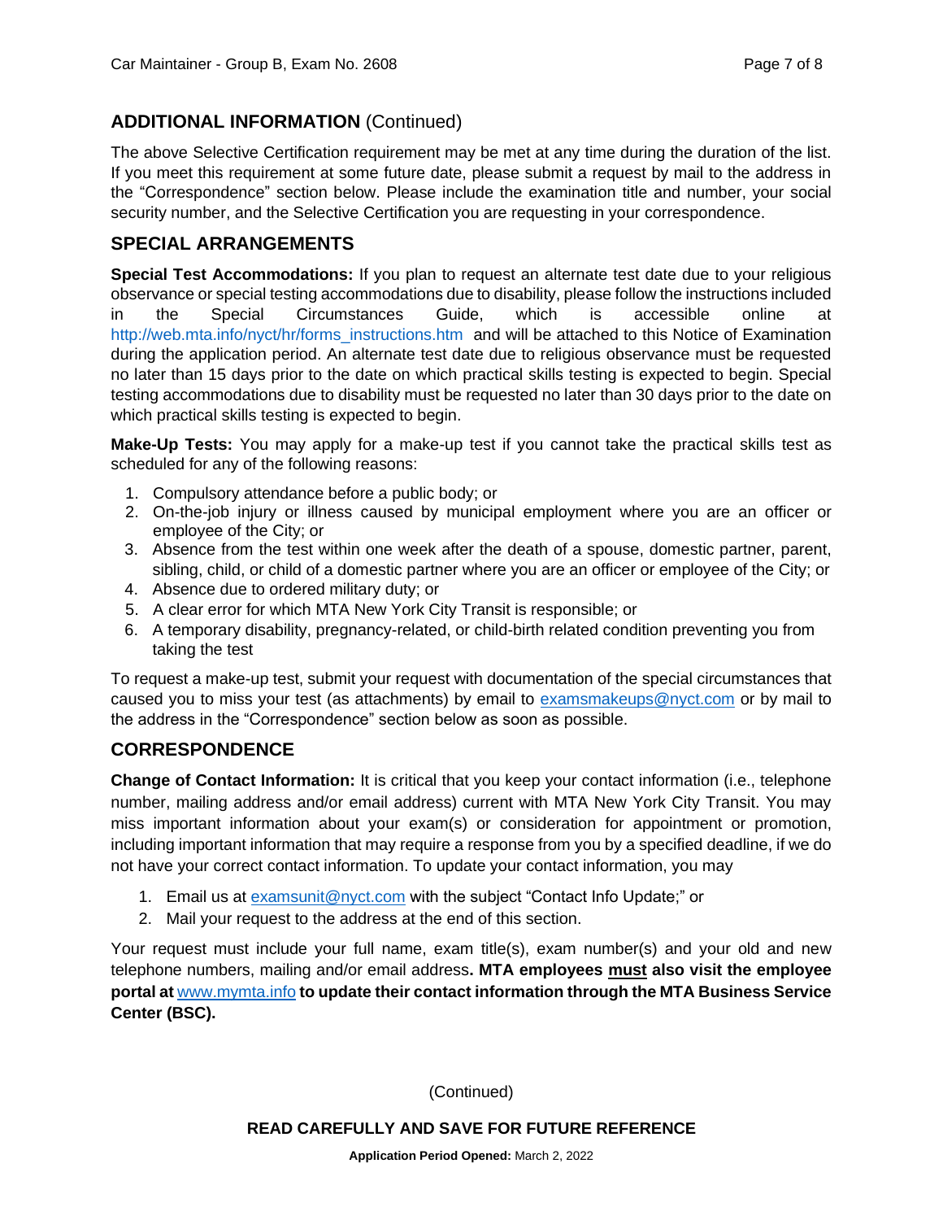## ADDITIONAL INFORMATION (Continued)

The above Selective Certification requirement may be met at any time during the duration of the list. If you meet this requirement at some future date, please submit a request by mail to the address in the "Correspondence" section below. Please include the examination title and number, your social security number, and the Selective Certification you are requesting in your correspondence.

## SPECIAL ARRANGEMENTS

**Special Test Accommodations:** If you plan to request an alternate test date due to your religious observance or special testing accommodations due to disability, please follow the instructions included in the Special Circumstances Guide, which is accessible online at http://web.mta.info/nyct/hr/forms_instructions.htm and will be attached to this Notice of Examination during the application period. An alternate test date due to religious observance must be requested no later than 15 days prior to the date on which practical skills testing is expected to begin. Special testing accommodations due to disability must be requested no later than 30 days prior to the date on which practical skills testing is expected to begin.

**Make-Up Tests:** You may apply for a make-up test if you cannot take the practical skills test as scheduled for any of the following reasons:

1. Compulsory attendance before a public body; or
2. On-the-job injury or illness caused by municipal employment where you are an officer or employee of the City; or
3. Absence from the test within one week after the death of a spouse, domestic partner, parent, sibling, child, or child of a domestic partner where you are an officer or employee of the City; or
4. Absence due to ordered military duty; or
5. A clear error for which MTA New York City Transit is responsible; or
6. A temporary disability, pregnancy-related, or child-birth related condition preventing you from taking the test

To request a make-up test, submit your request with documentation of the special circumstances that caused you to miss your test (as attachments) by email to examsmakeups@nyct.com or by mail to the address in the "Correspondence" section below as soon as possible.

## CORRESPONDENCE

**Change of Contact Information:** It is critical that you keep your contact information (i.e., telephone number, mailing address and/or email address) current with MTA New York City Transit. You may miss important information about your exam(s) or consideration for appointment or promotion, including important information that may require a response from you by a specified deadline, if we do not have your correct contact information. To update your contact information, you may

1. Email us at examsunit@nyct.com with the subject "Contact Info Update;" or
2. Mail your request to the address at the end of this section.

Your request must include your full name, exam title(s), exam number(s) and your old and new telephone numbers, mailing and/or email address**. MTA employees must also visit the employee portal at** www.mymta.info **to update their contact information through the MTA Business Service Center (BSC).**

(Continued)

**READ CAREFULLY AND SAVE FOR FUTURE REFERENCE**

**Application Period Opened:** March 2, 2022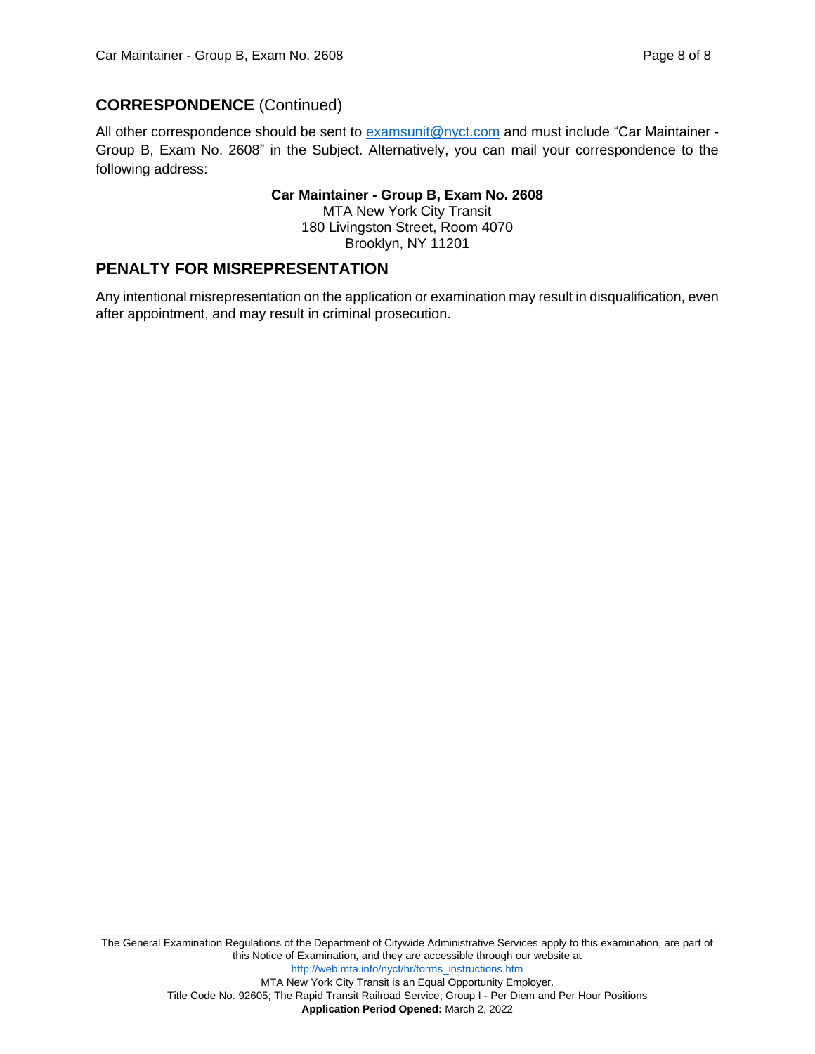## CORRESPONDENCE (Continued)

All other correspondence should be sent to examsunit@nyct.com and must include "Car Maintainer - Group B, Exam No. 2608" in the Subject. Alternatively, you can mail your correspondence to the following address:

**Car Maintainer - Group B, Exam No. 2608**
MTA New York City Transit
180 Livingston Street, Room 4070
Brooklyn, NY 11201

## PENALTY FOR MISREPRESENTATION

Any intentional misrepresentation on the application or examination may result in disqualification, even after appointment, and may result in criminal prosecution.

The General Examination Regulations of the Department of Citywide Administrative Services apply to this examination, are part of this Notice of Examination, and they are accessible through our website at http://web.mta.info/nyct/hr/forms_instructions.htm
MTA New York City Transit is an Equal Opportunity Employer.
Title Code No. 92605; The Rapid Transit Railroad Service; Group I - Per Diem and Per Hour Positions
**Application Period Opened:** March 2, 2022